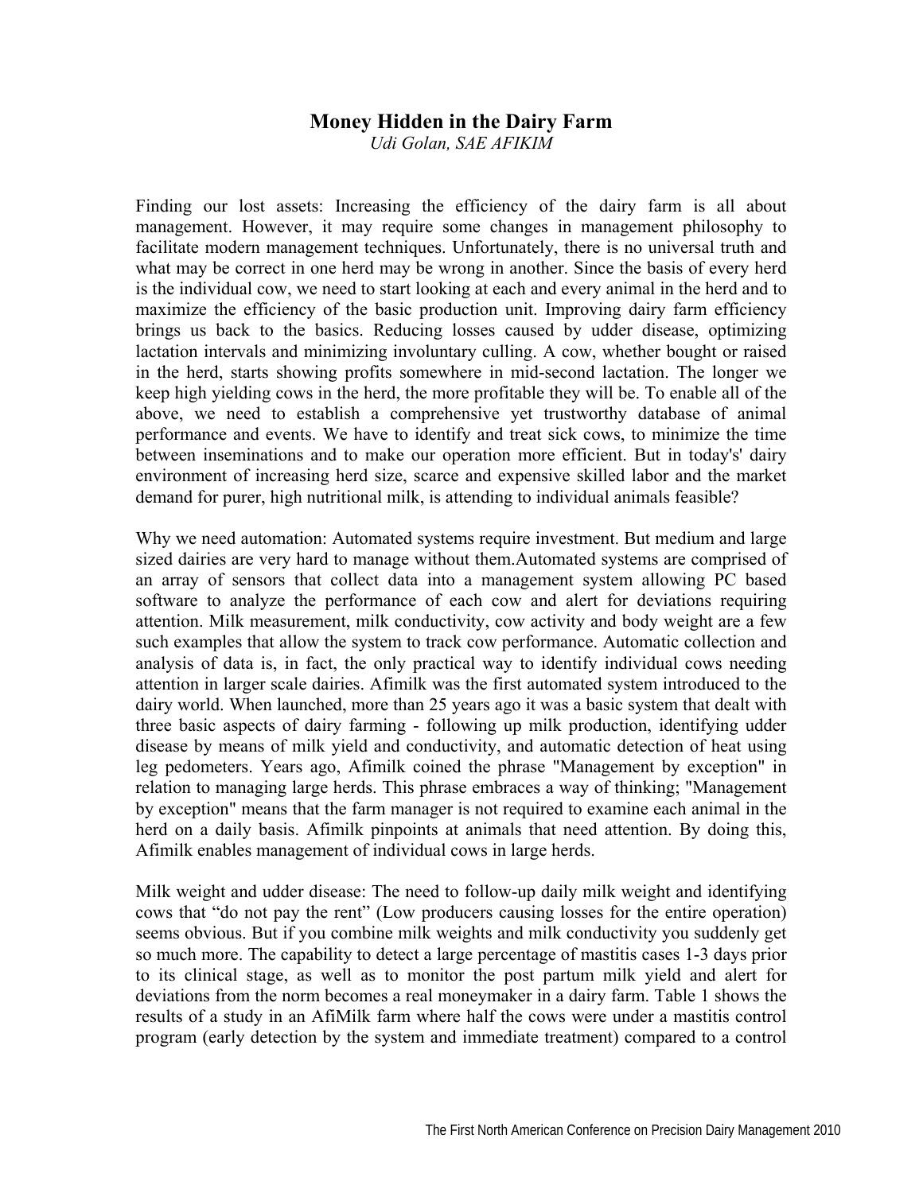# Money Hidden in the Dairy Farm

*Udi Golan, SAE AFIKIM*

Finding our lost assets: Increasing the efficiency of the dairy farm is all about management. However, it may require some changes in management philosophy to facilitate modern management techniques. Unfortunately, there is no universal truth and what may be correct in one herd may be wrong in another. Since the basis of every herd is the individual cow, we need to start looking at each and every animal in the herd and to maximize the efficiency of the basic production unit. Improving dairy farm efficiency brings us back to the basics. Reducing losses caused by udder disease, optimizing lactation intervals and minimizing involuntary culling. A cow, whether bought or raised in the herd, starts showing profits somewhere in mid-second lactation. The longer we keep high yielding cows in the herd, the more profitable they will be. To enable all of the above, we need to establish a comprehensive yet trustworthy database of animal performance and events. We have to identify and treat sick cows, to minimize the time between inseminations and to make our operation more efficient. But in today's' dairy environment of increasing herd size, scarce and expensive skilled labor and the market demand for purer, high nutritional milk, is attending to individual animals feasible?

Why we need automation: Automated systems require investment. But medium and large sized dairies are very hard to manage without them.Automated systems are comprised of an array of sensors that collect data into a management system allowing PC based software to analyze the performance of each cow and alert for deviations requiring attention. Milk measurement, milk conductivity, cow activity and body weight are a few such examples that allow the system to track cow performance. Automatic collection and analysis of data is, in fact, the only practical way to identify individual cows needing attention in larger scale dairies. Afimilk was the first automated system introduced to the dairy world. When launched, more than 25 years ago it was a basic system that dealt with three basic aspects of dairy farming - following up milk production, identifying udder disease by means of milk yield and conductivity, and automatic detection of heat using leg pedometers. Years ago, Afimilk coined the phrase "Management by exception" in relation to managing large herds. This phrase embraces a way of thinking; "Management by exception" means that the farm manager is not required to examine each animal in the herd on a daily basis. Afimilk pinpoints at animals that need attention. By doing this, Afimilk enables management of individual cows in large herds.

Milk weight and udder disease: The need to follow-up daily milk weight and identifying cows that "do not pay the rent" (Low producers causing losses for the entire operation) seems obvious. But if you combine milk weights and milk conductivity you suddenly get so much more. The capability to detect a large percentage of mastitis cases 1-3 days prior to its clinical stage, as well as to monitor the post partum milk yield and alert for deviations from the norm becomes a real moneymaker in a dairy farm. Table 1 shows the results of a study in an AfiMilk farm where half the cows were under a mastitis control program (early detection by the system and immediate treatment) compared to a control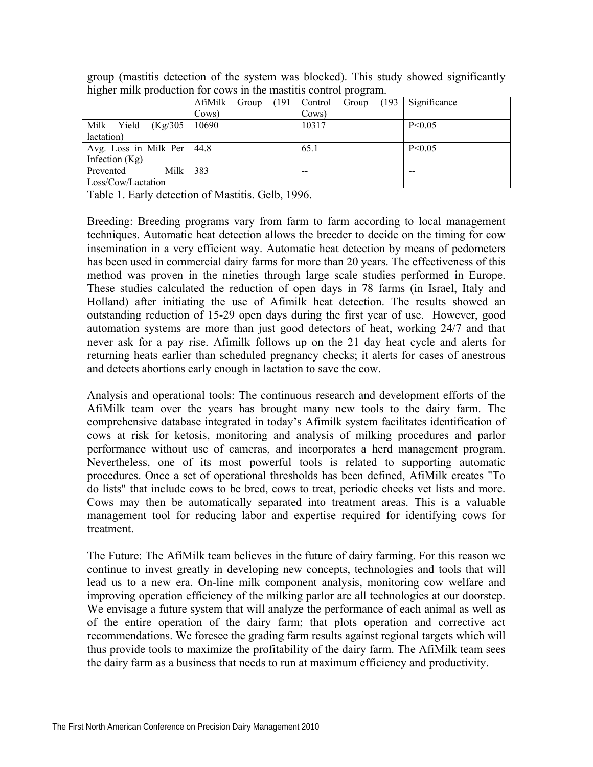group (mastitis detection of the system was blocked). This study showed significantly higher milk production for cows in the mastitis control program.

| | AfiMilk Group (191 Cows) | Control Group (193 Cows) | Significance |
|---|---|---|---|
| Milk Yield (Kg/305 lactation) | 10690 | 10317 | $P<0.05$ |
| Avg. Loss in Milk Per Infection (Kg) | 44.8 | 65.1 | $P<0.05$ |
| Prevented Milk Loss/Cow/Lactation | 383 | -- | -- |

Table 1. Early detection of Mastitis. Gelb, 1996.

Breeding: Breeding programs vary from farm to farm according to local management techniques. Automatic heat detection allows the breeder to decide on the timing for cow insemination in a very efficient way. Automatic heat detection by means of pedometers has been used in commercial dairy farms for more than 20 years. The effectiveness of this method was proven in the nineties through large scale studies performed in Europe. These studies calculated the reduction of open days in 78 farms (in Israel, Italy and Holland) after initiating the use of Afimilk heat detection. The results showed an outstanding reduction of 15-29 open days during the first year of use. However, good automation systems are more than just good detectors of heat, working 24/7 and that never ask for a pay rise. Afimilk follows up on the 21 day heat cycle and alerts for returning heats earlier than scheduled pregnancy checks; it alerts for cases of anestrous and detects abortions early enough in lactation to save the cow.

Analysis and operational tools: The continuous research and development efforts of the AfiMilk team over the years has brought many new tools to the dairy farm. The comprehensive database integrated in today's Afimilk system facilitates identification of cows at risk for ketosis, monitoring and analysis of milking procedures and parlor performance without use of cameras, and incorporates a herd management program. Nevertheless, one of its most powerful tools is related to supporting automatic procedures. Once a set of operational thresholds has been defined, AfiMilk creates "To do lists" that include cows to be bred, cows to treat, periodic checks vet lists and more. Cows may then be automatically separated into treatment areas. This is a valuable management tool for reducing labor and expertise required for identifying cows for treatment.

The Future: The AfiMilk team believes in the future of dairy farming. For this reason we continue to invest greatly in developing new concepts, technologies and tools that will lead us to a new era. On-line milk component analysis, monitoring cow welfare and improving operation efficiency of the milking parlor are all technologies at our doorstep. We envisage a future system that will analyze the performance of each animal as well as of the entire operation of the dairy farm; that plots operation and corrective act recommendations. We foresee the grading farm results against regional targets which will thus provide tools to maximize the profitability of the dairy farm. The AfiMilk team sees the dairy farm as a business that needs to run at maximum efficiency and productivity.